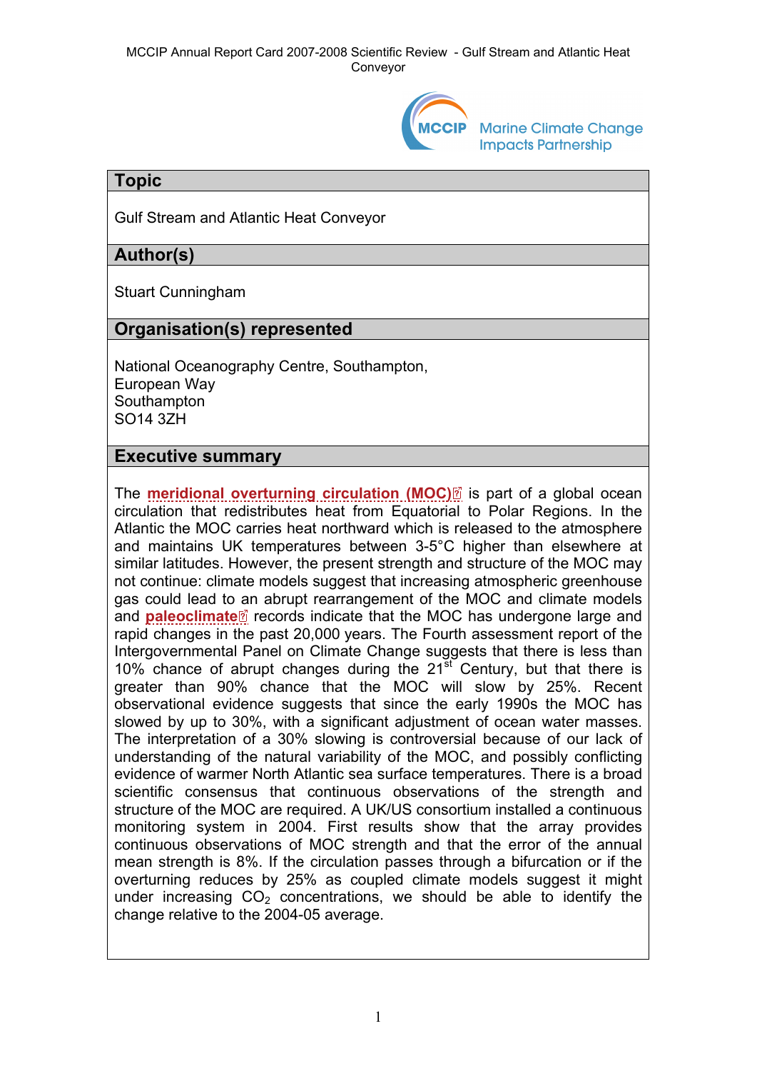## Topic

Gulf Stream and Atlantic Heat Conveyor

## Author(s)

Stuart Cunningham

## Organisation(s) represented

National Oceanography Centre, Southampton,
European Way
Southampton
SO14 3ZH

## Executive summary

The **meridional overturning circulation (MOC)** is part of a global ocean circulation that redistributes heat from Equatorial to Polar Regions. In the Atlantic the MOC carries heat northward which is released to the atmosphere and maintains UK temperatures between 3-5°C higher than elsewhere at similar latitudes. However, the present strength and structure of the MOC may not continue: climate models suggest that increasing atmospheric greenhouse gas could lead to an abrupt rearrangement of the MOC and climate models and **paleoclimate** records indicate that the MOC has undergone large and rapid changes in the past 20,000 years. The Fourth assessment report of the Intergovernmental Panel on Climate Change suggests that there is less than 10% chance of abrupt changes during the 21st Century, but that there is greater than 90% chance that the MOC will slow by 25%. Recent observational evidence suggests that since the early 1990s the MOC has slowed by up to 30%, with a significant adjustment of ocean water masses. The interpretation of a 30% slowing is controversial because of our lack of understanding of the natural variability of the MOC, and possibly conflicting evidence of warmer North Atlantic sea surface temperatures. There is a broad scientific consensus that continuous observations of the strength and structure of the MOC are required. A UK/US consortium installed a continuous monitoring system in 2004. First results show that the array provides continuous observations of MOC strength and that the error of the annual mean strength is 8%. If the circulation passes through a bifurcation or if the overturning reduces by 25% as coupled climate models suggest it might under increasing $CO_2$ concentrations, we should be able to identify the change relative to the 2004-05 average.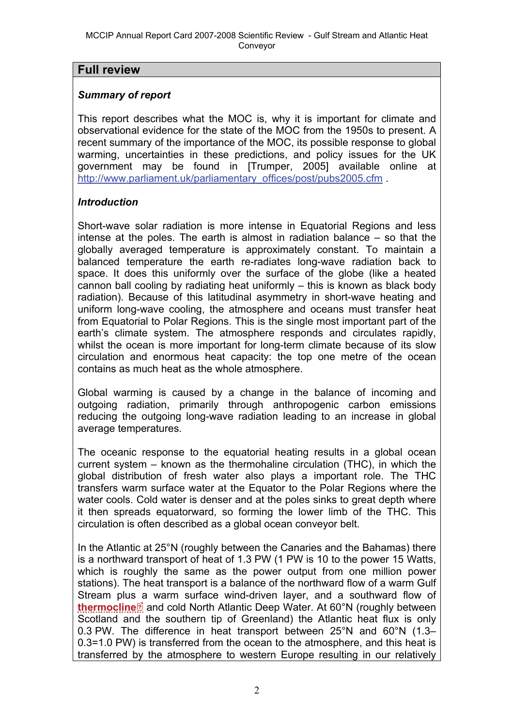## Full review

### *Summary of report*

This report describes what the MOC is, why it is important for climate and observational evidence for the state of the MOC from the 1950s to present. A recent summary of the importance of the MOC, its possible response to global warming, uncertainties in these predictions, and policy issues for the UK government may be found in [Trumper, 2005] available online at http://www.parliament.uk/parliamentary_offices/post/pubs2005.cfm .

### *Introduction*

Short-wave solar radiation is more intense in Equatorial Regions and less intense at the poles. The earth is almost in radiation balance – so that the globally averaged temperature is approximately constant. To maintain a balanced temperature the earth re-radiates long-wave radiation back to space. It does this uniformly over the surface of the globe (like a heated cannon ball cooling by radiating heat uniformly – this is known as black body radiation). Because of this latitudinal asymmetry in short-wave heating and uniform long-wave cooling, the atmosphere and oceans must transfer heat from Equatorial to Polar Regions. This is the single most important part of the earth's climate system. The atmosphere responds and circulates rapidly, whilst the ocean is more important for long-term climate because of its slow circulation and enormous heat capacity: the top one metre of the ocean contains as much heat as the whole atmosphere.

Global warming is caused by a change in the balance of incoming and outgoing radiation, primarily through anthropogenic carbon emissions reducing the outgoing long-wave radiation leading to an increase in global average temperatures.

The oceanic response to the equatorial heating results in a global ocean current system – known as the thermohaline circulation (THC), in which the global distribution of fresh water also plays a important role. The THC transfers warm surface water at the Equator to the Polar Regions where the water cools. Cold water is denser and at the poles sinks to great depth where it then spreads equatorward, so forming the lower limb of the THC. This circulation is often described as a global ocean conveyor belt.

In the Atlantic at 25°N (roughly between the Canaries and the Bahamas) there is a northward transport of heat of 1.3 PW (1 PW is 10 to the power 15 Watts, which is roughly the same as the power output from one million power stations). The heat transport is a balance of the northward flow of a warm Gulf Stream plus a warm surface wind-driven layer, and a southward flow of **thermocline** and cold North Atlantic Deep Water. At 60°N (roughly between Scotland and the southern tip of Greenland) the Atlantic heat flux is only 0.3 PW. The difference in heat transport between 25°N and 60°N (1.3–0.3=1.0 PW) is transferred from the ocean to the atmosphere, and this heat is transferred by the atmosphere to western Europe resulting in our relatively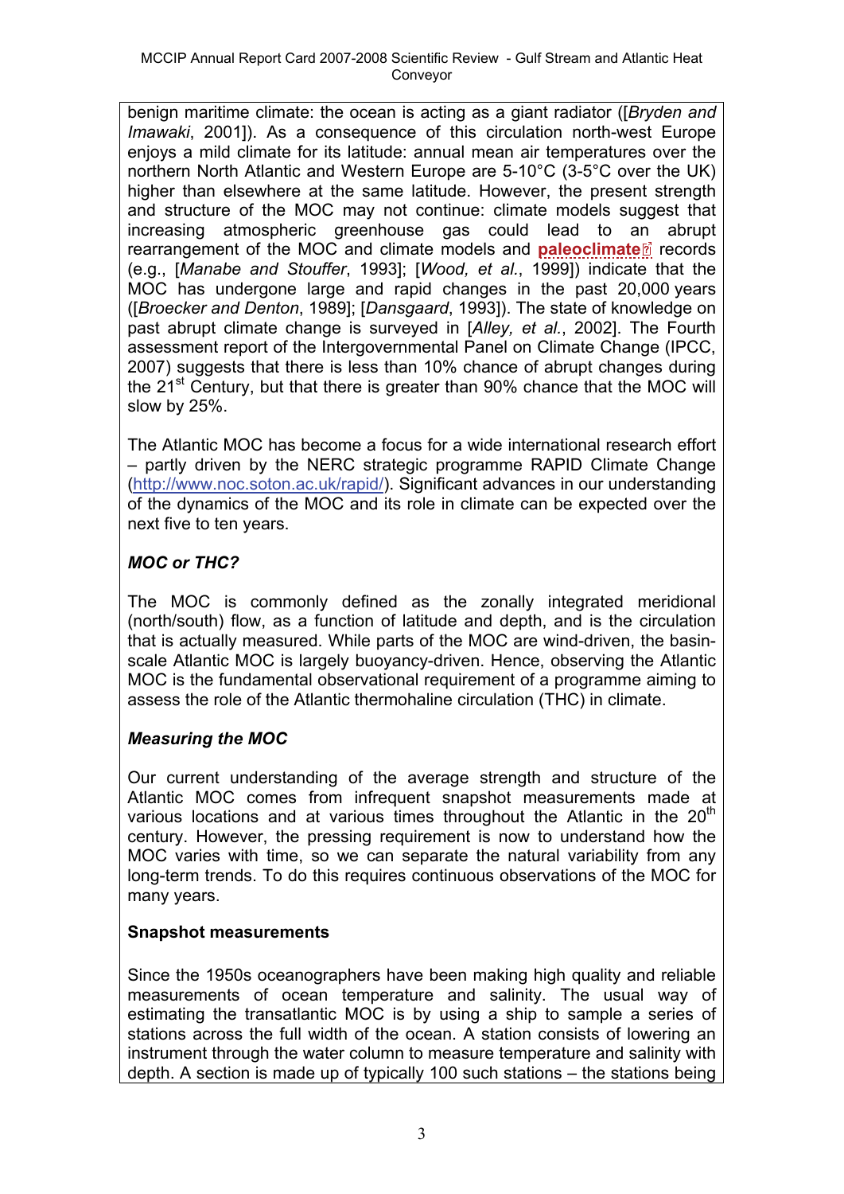benign maritime climate: the ocean is acting as a giant radiator ([*Bryden and Imawaki*, 2001]). As a consequence of this circulation north-west Europe enjoys a mild climate for its latitude: annual mean air temperatures over the northern North Atlantic and Western Europe are 5-10°C (3-5°C over the UK) higher than elsewhere at the same latitude. However, the present strength and structure of the MOC may not continue: climate models suggest that increasing atmospheric greenhouse gas could lead to an abrupt rearrangement of the MOC and climate models and **paleoclimate** records (e.g., [*Manabe and Stouffer*, 1993]; [*Wood, et al.*, 1999]) indicate that the MOC has undergone large and rapid changes in the past 20,000 years ([*Broecker and Denton*, 1989]; [*Dansgaard*, 1993]). The state of knowledge on past abrupt climate change is surveyed in [*Alley, et al.*, 2002]. The Fourth assessment report of the Intergovernmental Panel on Climate Change (IPCC, 2007) suggests that there is less than 10% chance of abrupt changes during the 21st Century, but that there is greater than 90% chance that the MOC will slow by 25%.

The Atlantic MOC has become a focus for a wide international research effort – partly driven by the NERC strategic programme RAPID Climate Change (http://www.noc.soton.ac.uk/rapid/). Significant advances in our understanding of the dynamics of the MOC and its role in climate can be expected over the next five to ten years.

### *MOC or THC?*

The MOC is commonly defined as the zonally integrated meridional (north/south) flow, as a function of latitude and depth, and is the circulation that is actually measured. While parts of the MOC are wind-driven, the basin-scale Atlantic MOC is largely buoyancy-driven. Hence, observing the Atlantic MOC is the fundamental observational requirement of a programme aiming to assess the role of the Atlantic thermohaline circulation (THC) in climate.

### *Measuring the MOC*

Our current understanding of the average strength and structure of the Atlantic MOC comes from infrequent snapshot measurements made at various locations and at various times throughout the Atlantic in the 20th century. However, the pressing requirement is now to understand how the MOC varies with time, so we can separate the natural variability from any long-term trends. To do this requires continuous observations of the MOC for many years.

#### Snapshot measurements

Since the 1950s oceanographers have been making high quality and reliable measurements of ocean temperature and salinity. The usual way of estimating the transatlantic MOC is by using a ship to sample a series of stations across the full width of the ocean. A station consists of lowering an instrument through the water column to measure temperature and salinity with depth. A section is made up of typically 100 such stations – the stations being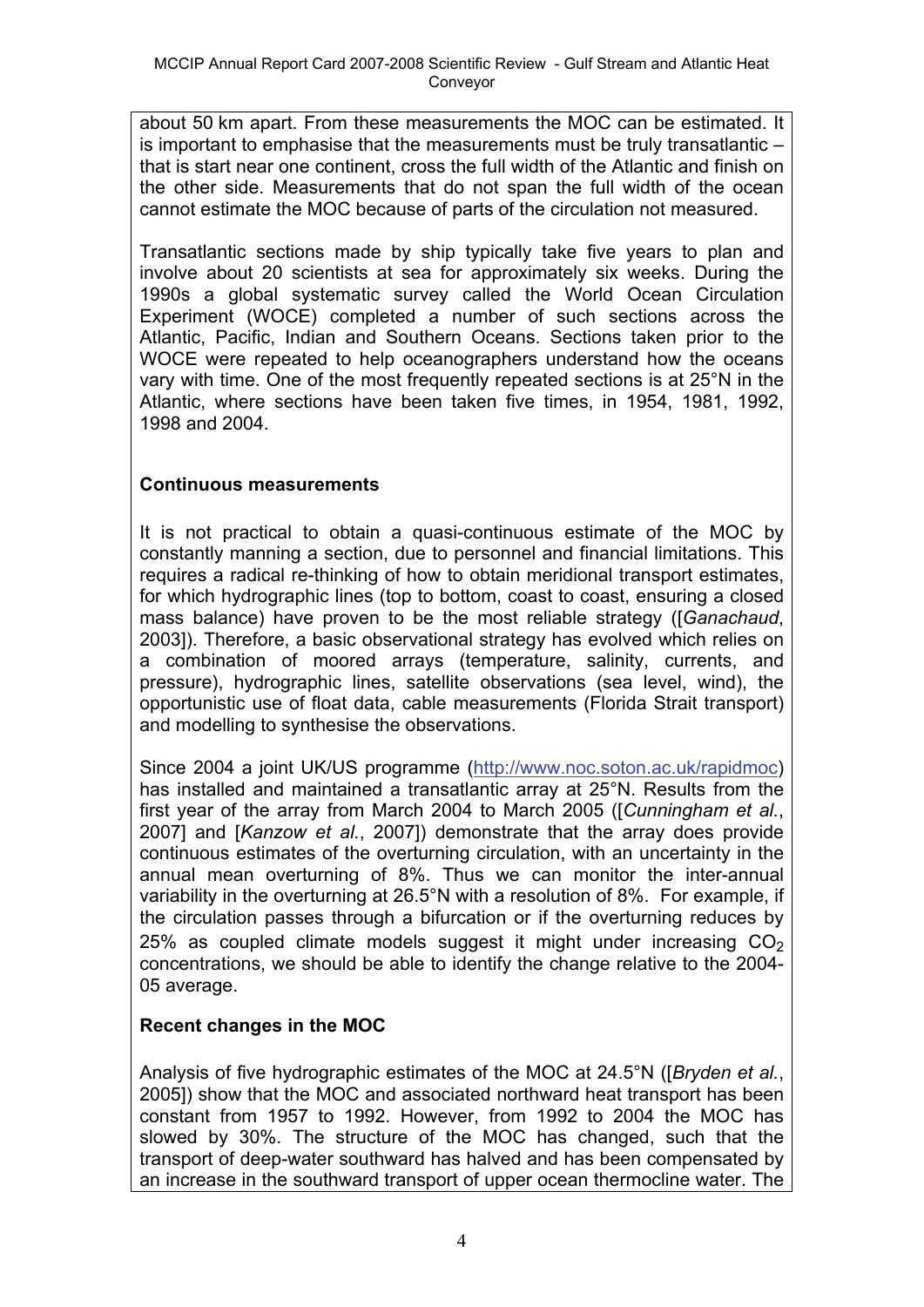about 50 km apart. From these measurements the MOC can be estimated. It is important to emphasise that the measurements must be truly transatlantic – that is start near one continent, cross the full width of the Atlantic and finish on the other side. Measurements that do not span the full width of the ocean cannot estimate the MOC because of parts of the circulation not measured.

Transatlantic sections made by ship typically take five years to plan and involve about 20 scientists at sea for approximately six weeks. During the 1990s a global systematic survey called the World Ocean Circulation Experiment (WOCE) completed a number of such sections across the Atlantic, Pacific, Indian and Southern Oceans. Sections taken prior to the WOCE were repeated to help oceanographers understand how the oceans vary with time. One of the most frequently repeated sections is at 25°N in the Atlantic, where sections have been taken five times, in 1954, 1981, 1992, 1998 and 2004.

**Continuous measurements**

It is not practical to obtain a quasi-continuous estimate of the MOC by constantly manning a section, due to personnel and financial limitations. This requires a radical re-thinking of how to obtain meridional transport estimates, for which hydrographic lines (top to bottom, coast to coast, ensuring a closed mass balance) have proven to be the most reliable strategy ([*Ganachaud*, 2003]). Therefore, a basic observational strategy has evolved which relies on a combination of moored arrays (temperature, salinity, currents, and pressure), hydrographic lines, satellite observations (sea level, wind), the opportunistic use of float data, cable measurements (Florida Strait transport) and modelling to synthesise the observations.

Since 2004 a joint UK/US programme (http://www.noc.soton.ac.uk/rapidmoc) has installed and maintained a transatlantic array at 25°N. Results from the first year of the array from March 2004 to March 2005 ([*Cunningham et al.*, 2007] and [*Kanzow et al.*, 2007]) demonstrate that the array does provide continuous estimates of the overturning circulation, with an uncertainty in the annual mean overturning of 8%. Thus we can monitor the inter-annual variability in the overturning at 26.5°N with a resolution of 8%. For example, if the circulation passes through a bifurcation or if the overturning reduces by 25% as coupled climate models suggest it might under increasing $CO_2$ concentrations, we should be able to identify the change relative to the 2004-05 average.

**Recent changes in the MOC**

Analysis of five hydrographic estimates of the MOC at 24.5°N ([*Bryden et al.*, 2005]) show that the MOC and associated northward heat transport has been constant from 1957 to 1992. However, from 1992 to 2004 the MOC has slowed by 30%. The structure of the MOC has changed, such that the transport of deep-water southward has halved and has been compensated by an increase in the southward transport of upper ocean thermocline water. The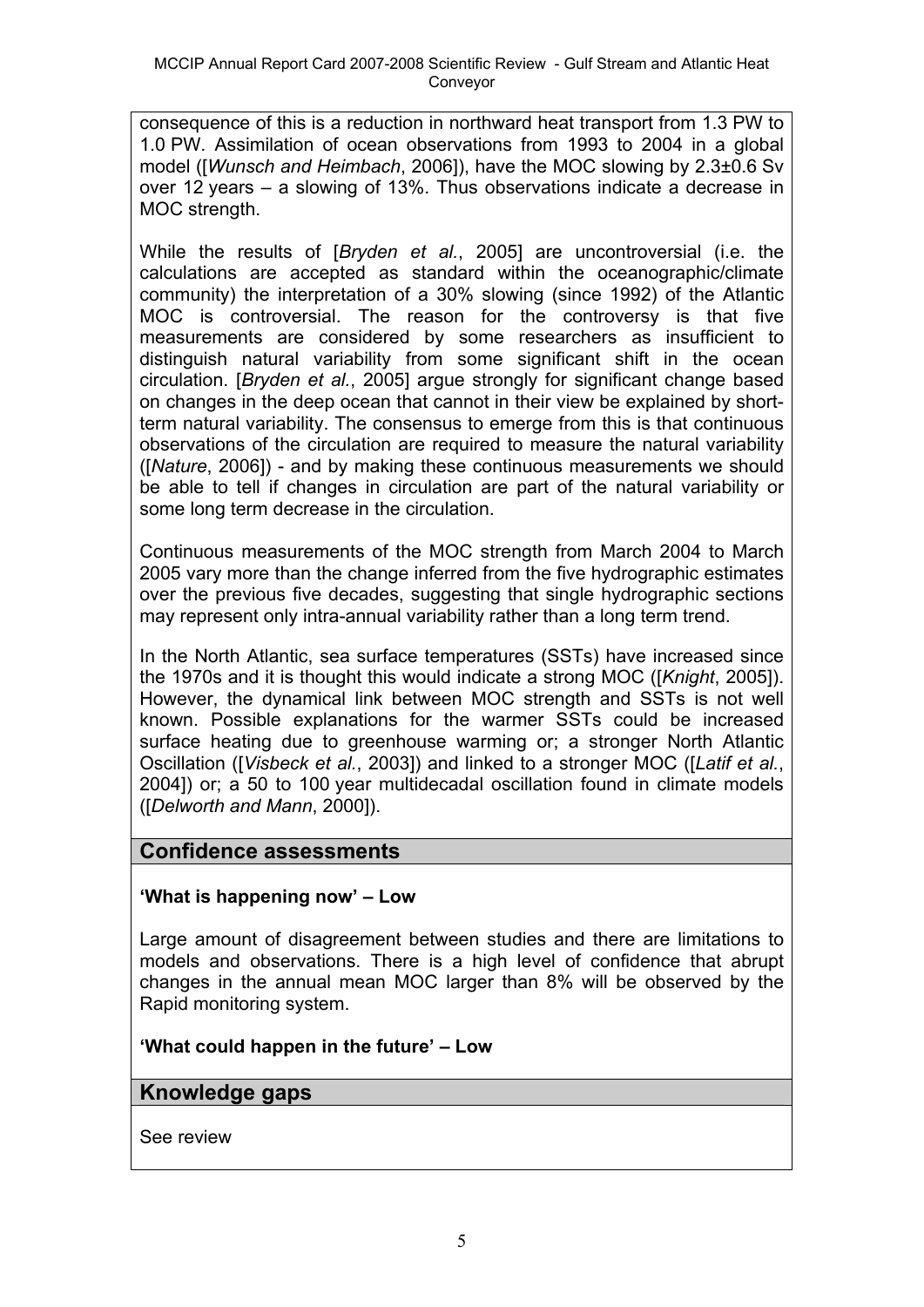consequence of this is a reduction in northward heat transport from 1.3 PW to 1.0 PW. Assimilation of ocean observations from 1993 to 2004 in a global model ([*Wunsch and Heimbach*, 2006]), have the MOC slowing by 2.3±0.6 Sv over 12 years – a slowing of 13%. Thus observations indicate a decrease in MOC strength.

While the results of [*Bryden et al.*, 2005] are uncontroversial (i.e. the calculations are accepted as standard within the oceanographic/climate community) the interpretation of a 30% slowing (since 1992) of the Atlantic MOC is controversial. The reason for the controversy is that five measurements are considered by some researchers as insufficient to distinguish natural variability from some significant shift in the ocean circulation. [*Bryden et al.*, 2005] argue strongly for significant change based on changes in the deep ocean that cannot in their view be explained by short-term natural variability. The consensus to emerge from this is that continuous observations of the circulation are required to measure the natural variability ([*Nature*, 2006]) - and by making these continuous measurements we should be able to tell if changes in circulation are part of the natural variability or some long term decrease in the circulation.

Continuous measurements of the MOC strength from March 2004 to March 2005 vary more than the change inferred from the five hydrographic estimates over the previous five decades, suggesting that single hydrographic sections may represent only intra-annual variability rather than a long term trend.

In the North Atlantic, sea surface temperatures (SSTs) have increased since the 1970s and it is thought this would indicate a strong MOC ([*Knight*, 2005]). However, the dynamical link between MOC strength and SSTs is not well known. Possible explanations for the warmer SSTs could be increased surface heating due to greenhouse warming or; a stronger North Atlantic Oscillation ([*Visbeck et al.*, 2003]) and linked to a stronger MOC ([*Latif et al.*, 2004]) or; a 50 to 100 year multidecadal oscillation found in climate models ([*Delworth and Mann*, 2000]).

## Confidence assessments

**'What is happening now' – Low**

Large amount of disagreement between studies and there are limitations to models and observations. There is a high level of confidence that abrupt changes in the annual mean MOC larger than 8% will be observed by the Rapid monitoring system.

**'What could happen in the future' – Low**

## Knowledge gaps

See review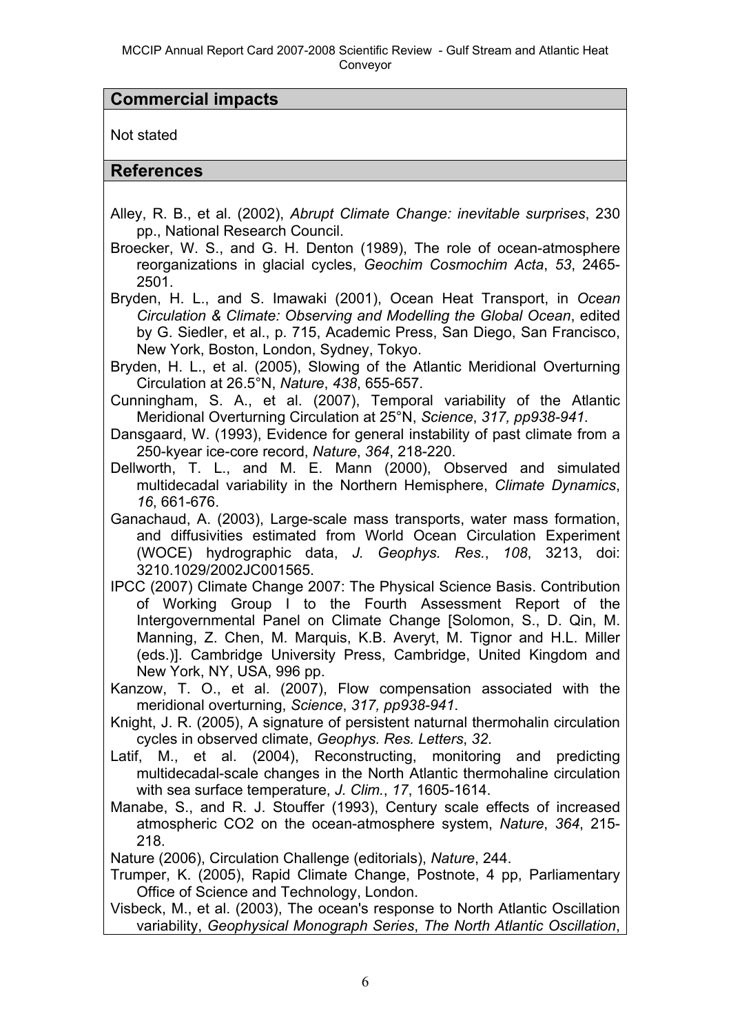## Commercial impacts

Not stated

## References

Alley, R. B., et al. (2002), *Abrupt Climate Change: inevitable surprises*, 230 pp., National Research Council.

Broecker, W. S., and G. H. Denton (1989), The role of ocean-atmosphere reorganizations in glacial cycles, *Geochim Cosmochim Acta*, *53*, 2465-2501.

Bryden, H. L., and S. Imawaki (2001), Ocean Heat Transport, in *Ocean Circulation & Climate: Observing and Modelling the Global Ocean*, edited by G. Siedler, et al., p. 715, Academic Press, San Diego, San Francisco, New York, Boston, London, Sydney, Tokyo.

Bryden, H. L., et al. (2005), Slowing of the Atlantic Meridional Overturning Circulation at 26.5°N, *Nature*, *438*, 655-657.

Cunningham, S. A., et al. (2007), Temporal variability of the Atlantic Meridional Overturning Circulation at 25°N, *Science*, *317, pp938-941.*

Dansgaard, W. (1993), Evidence for general instability of past climate from a 250-kyear ice-core record, *Nature*, *364*, 218-220.

Dellworth, T. L., and M. E. Mann (2000), Observed and simulated multidecadal variability in the Northern Hemisphere, *Climate Dynamics*, *16*, 661-676.

Ganachaud, A. (2003), Large-scale mass transports, water mass formation, and diffusivities estimated from World Ocean Circulation Experiment (WOCE) hydrographic data, *J. Geophys. Res.*, *108*, 3213, doi: 3210.1029/2002JC001565.

IPCC (2007) Climate Change 2007: The Physical Science Basis. Contribution of Working Group I to the Fourth Assessment Report of the Intergovernmental Panel on Climate Change [Solomon, S., D. Qin, M. Manning, Z. Chen, M. Marquis, K.B. Averyt, M. Tignor and H.L. Miller (eds.)]. Cambridge University Press, Cambridge, United Kingdom and New York, NY, USA, 996 pp.

Kanzow, T. O., et al. (2007), Flow compensation associated with the meridional overturning, *Science*, *317, pp938-941*.

Knight, J. R. (2005), A signature of persistent natural thermohalin circulation cycles in observed climate, *Geophys. Res. Letters*, *32*.

Latif, M., et al. (2004), Reconstructing, monitoring and predicting multidecadal-scale changes in the North Atlantic thermohaline circulation with sea surface temperature, *J. Clim.*, *17*, 1605-1614.

Manabe, S., and R. J. Stouffer (1993), Century scale effects of increased atmospheric CO2 on the ocean-atmosphere system, *Nature*, *364*, 215-218.

Nature (2006), Circulation Challenge (editorials), *Nature*, 244.

Trumper, K. (2005), Rapid Climate Change, Postnote, 4 pp, Parliamentary Office of Science and Technology, London.

Visbeck, M., et al. (2003), The ocean's response to North Atlantic Oscillation variability, *Geophysical Monograph Series*, *The North Atlantic Oscillation*,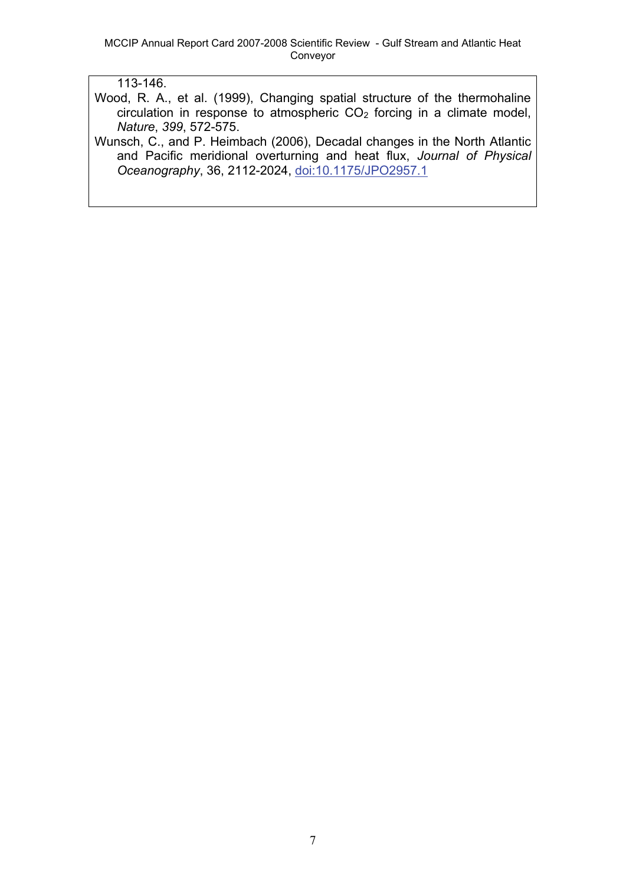113-146.

Wood, R. A., et al. (1999), Changing spatial structure of the thermohaline circulation in response to atmospheric $CO_2$ forcing in a climate model, *Nature*, *399*, 572-575.

Wunsch, C., and P. Heimbach (2006), Decadal changes in the North Atlantic and Pacific meridional overturning and heat flux, *Journal of Physical Oceanography*, 36, 2112-2024, doi:10.1175/JPO2957.1